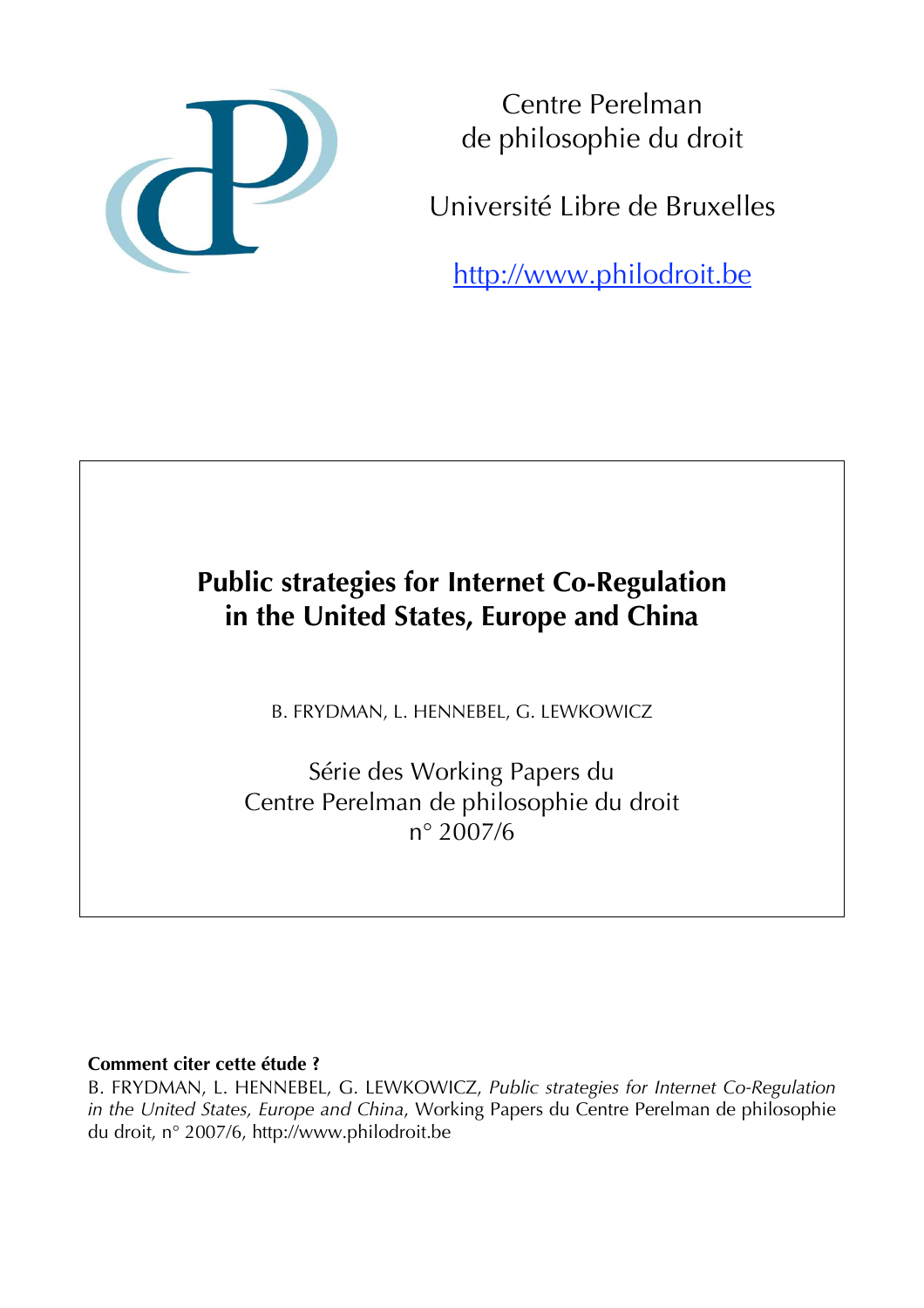Centre Perelman
de philosophie du droit

Université Libre de Bruxelles

http://www.philodroit.be

# Public strategies for Internet Co-Regulation in the United States, Europe and China

B. FRYDMAN, L. HENNEBEL, G. LEWKOWICZ

Série des Working Papers du
Centre Perelman de philosophie du droit
n° 2007/6

**Comment citer cette étude ?**
B. FRYDMAN, L. HENNEBEL, G. LEWKOWICZ, *Public strategies for Internet Co-Regulation in the United States, Europe and China*, Working Papers du Centre Perelman de philosophie du droit, n° 2007/6, http://www.philodroit.be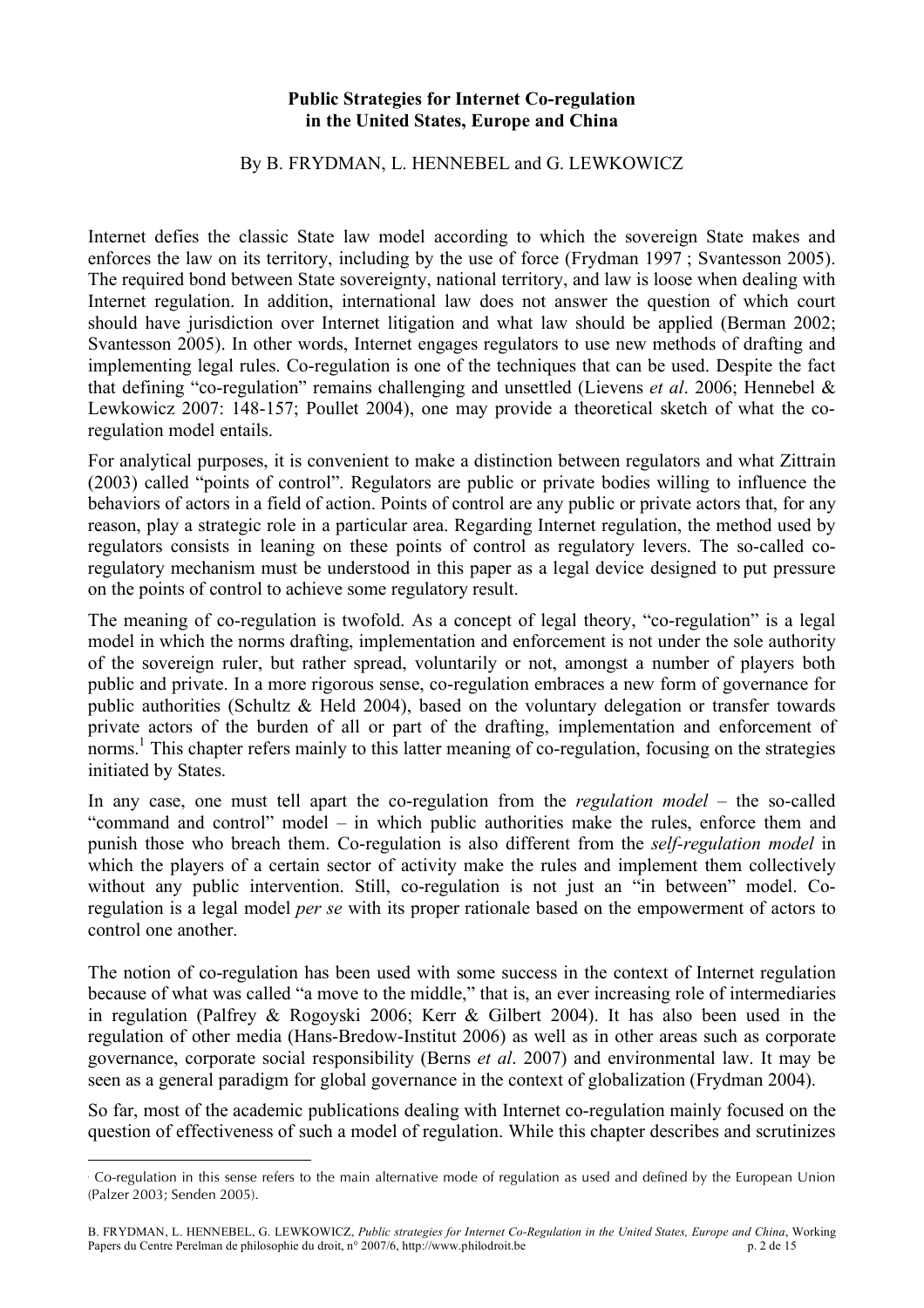**Public Strategies for Internet Co-regulation in the United States, Europe and China**

By B. FRYDMAN, L. HENNEBEL and G. LEWKOWICZ

Internet defies the classic State law model according to which the sovereign State makes and enforces the law on its territory, including by the use of force (Frydman 1997 ; Svantesson 2005). The required bond between State sovereignty, national territory, and law is loose when dealing with Internet regulation. In addition, international law does not answer the question of which court should have jurisdiction over Internet litigation and what law should be applied (Berman 2002; Svantesson 2005). In other words, Internet engages regulators to use new methods of drafting and implementing legal rules. Co-regulation is one of the techniques that can be used. Despite the fact that defining "co-regulation" remains challenging and unsettled (Lievens *et al*. 2006; Hennebel & Lewkowicz 2007: 148-157; Poullet 2004), one may provide a theoretical sketch of what the co-regulation model entails.

For analytical purposes, it is convenient to make a distinction between regulators and what Zittrain (2003) called "points of control". Regulators are public or private bodies willing to influence the behaviors of actors in a field of action. Points of control are any public or private actors that, for any reason, play a strategic role in a particular area. Regarding Internet regulation, the method used by regulators consists in leaning on these points of control as regulatory levers. The so-called co-regulatory mechanism must be understood in this paper as a legal device designed to put pressure on the points of control to achieve some regulatory result.

The meaning of co-regulation is twofold. As a concept of legal theory, "co-regulation" is a legal model in which the norms drafting, implementation and enforcement is not under the sole authority of the sovereign ruler, but rather spread, voluntarily or not, amongst a number of players both public and private. In a more rigorous sense, co-regulation embraces a new form of governance for public authorities (Schultz & Held 2004), based on the voluntary delegation or transfer towards private actors of the burden of all or part of the drafting, implementation and enforcement of norms.[1] This chapter refers mainly to this latter meaning of co-regulation, focusing on the strategies initiated by States.

In any case, one must tell apart the co-regulation from the *regulation model* – the so-called "command and control" model – in which public authorities make the rules, enforce them and punish those who breach them. Co-regulation is also different from the *self-regulation model* in which the players of a certain sector of activity make the rules and implement them collectively without any public intervention. Still, co-regulation is not just an "in between" model. Co-regulation is a legal model *per se* with its proper rationale based on the empowerment of actors to control one another.

The notion of co-regulation has been used with some success in the context of Internet regulation because of what was called "a move to the middle," that is, an ever increasing role of intermediaries in regulation (Palfrey & Rogoyski 2006; Kerr & Gilbert 2004). It has also been used in the regulation of other media (Hans-Bredow-Institut 2006) as well as in other areas such as corporate governance, corporate social responsibility (Berns *et al*. 2007) and environmental law. It may be seen as a general paradigm for global governance in the context of globalization (Frydman 2004).

So far, most of the academic publications dealing with Internet co-regulation mainly focused on the question of effectiveness of such a model of regulation. While this chapter describes and scrutinizes

[1] Co-regulation in this sense refers to the main alternative mode of regulation as used and defined by the European Union (Palzer 2003; Senden 2005).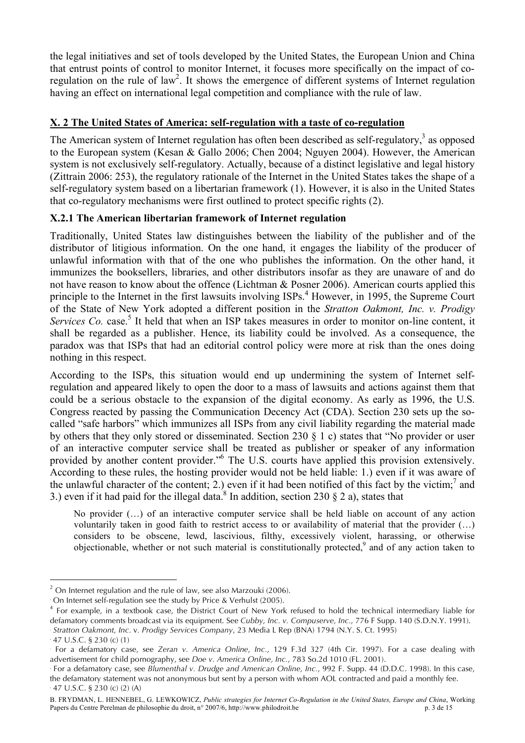the legal initiatives and set of tools developed by the United States, the European Union and China that entrust points of control to monitor Internet, it focuses more specifically on the impact of co-regulation on the rule of law[2]. It shows the emergence of different systems of Internet regulation having an effect on international legal competition and compliance with the rule of law.

## X. 2 The United States of America: self-regulation with a taste of co-regulation

The American system of Internet regulation has often been described as self-regulatory,[3] as opposed to the European system (Kesan & Gallo 2006; Chen 2004; Nguyen 2004). However, the American system is not exclusively self-regulatory. Actually, because of a distinct legislative and legal history (Zittrain 2006: 253), the regulatory rationale of the Internet in the United States takes the shape of a self-regulatory system based on a libertarian framework (1). However, it is also in the United States that co-regulatory mechanisms were first outlined to protect specific rights (2).

### X.2.1 The American libertarian framework of Internet regulation

Traditionally, United States law distinguishes between the liability of the publisher and of the distributor of litigious information. On the one hand, it engages the liability of the producer of unlawful information with that of the one who publishes the information. On the other hand, it immunizes the booksellers, libraries, and other distributors insofar as they are unaware of and do not have reason to know about the offence (Lichtman & Posner 2006). American courts applied this principle to the Internet in the first lawsuits involving ISPs.[4] However, in 1995, the Supreme Court of the State of New York adopted a different position in the *Stratton Oakmont, Inc. v. Prodigy Services Co.* case.[5] It held that when an ISP takes measures in order to monitor on-line content, it shall be regarded as a publisher. Hence, its liability could be involved. As a consequence, the paradox was that ISPs that had an editorial control policy were more at risk than the ones doing nothing in this respect.

According to the ISPs, this situation would end up undermining the system of Internet self-regulation and appeared likely to open the door to a mass of lawsuits and actions against them that could be a serious obstacle to the expansion of the digital economy. As early as 1996, the U.S. Congress reacted by passing the Communication Decency Act (CDA). Section 230 sets up the so-called "safe harbors" which immunizes all ISPs from any civil liability regarding the material made by others that they only stored or disseminated. Section 230 § 1 c) states that "No provider or user of an interactive computer service shall be treated as publisher or speaker of any information provided by another content provider."[6] The U.S. courts have applied this provision extensively. According to these rules, the hosting provider would not be held liable: 1.) even if it was aware of the unlawful character of the content; 2.) even if it had been notified of this fact by the victim;[7] and 3.) even if it had paid for the illegal data.[8] In addition, section 230 § 2 a), states that

> No provider (…) of an interactive computer service shall be held liable on account of any action voluntarily taken in good faith to restrict access to or availability of material that the provider (…) considers to be obscene, lewd, lascivious, filthy, excessively violent, harassing, or otherwise objectionable, whether or not such material is constitutionally protected,[9] and of any action taken to

---

[2] On Internet regulation and the rule of law, see also Marzouki (2006).

[3] On Internet self-regulation see the study by Price & Verhulst (2005).

[4] For example, in a textbook case, the District Court of New York refused to hold the technical intermediary liable for defamatory comments broadcast via its equipment. See *Cubby, Inc. v. Compuserve, Inc.*, 776 F Supp. 140 (S.D.N.Y. 1991).

[5] *Stratton Oakmont, Inc.* v. *Prodigy Services Company*, 23 Media L Rep (BNA) 1794 (N.Y. S. Ct. 1995)

[6] 47 U.S.C. § 230 (c) (1)

[7] For a defamatory case, see *Zeran v. America Online, Inc.*, 129 F.3d 327 (4th Cir. 1997). For a case dealing with advertisement for child pornography, see *Doe v. America Online, Inc.*, 783 So.2d 1010 (FL. 2001).

[8] For a defamatory case, see *Blumenthal v. Drudge and American Online, Inc.*, 992 F. Supp. 44 (D.D.C. 1998). In this case, the defamatory statement was not anonymous but sent by a person with whom AOL contracted and paid a monthly fee.

[9] 47 U.S.C. § 230 (c) (2) (A)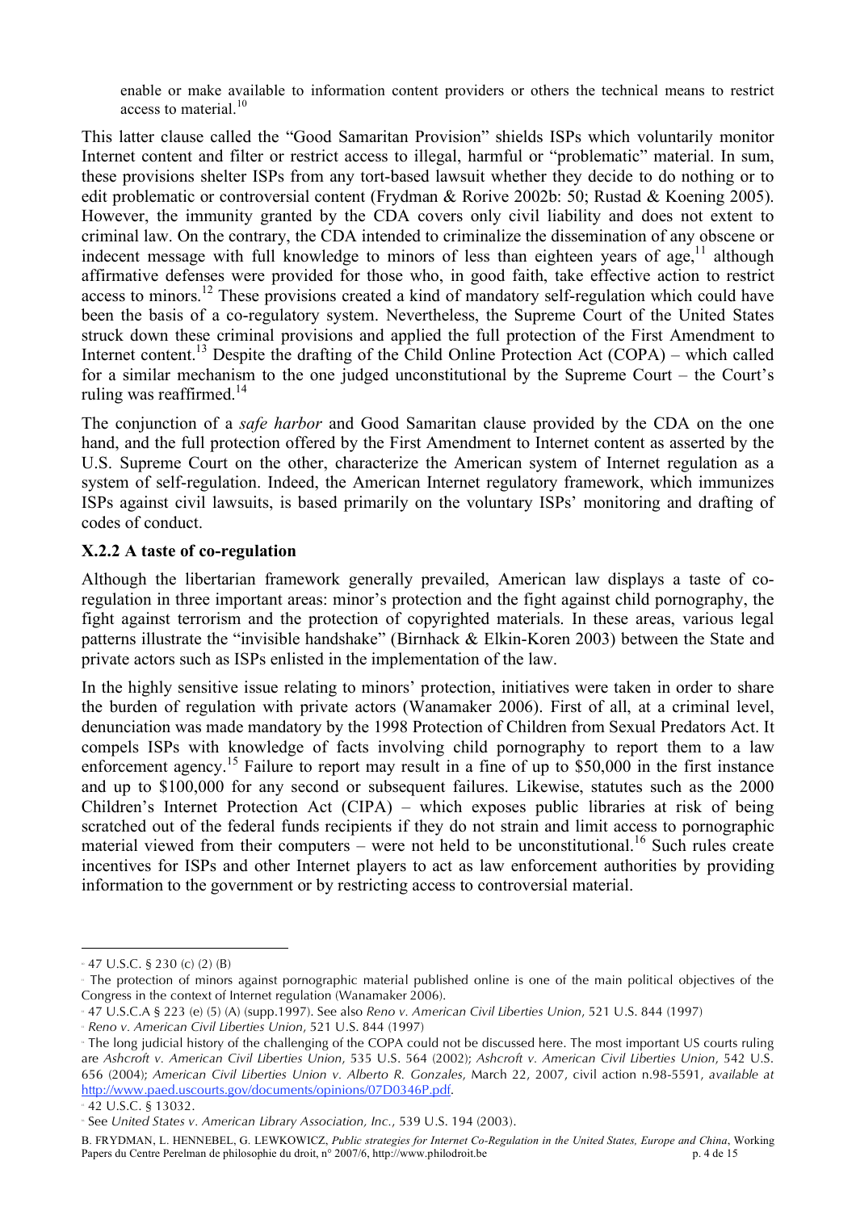enable or make available to information content providers or others the technical means to restrict access to material.[10]

This latter clause called the "Good Samaritan Provision" shields ISPs which voluntarily monitor Internet content and filter or restrict access to illegal, harmful or "problematic" material. In sum, these provisions shelter ISPs from any tort-based lawsuit whether they decide to do nothing or to edit problematic or controversial content (Frydman & Rorive 2002b: 50; Rustad & Koening 2005). However, the immunity granted by the CDA covers only civil liability and does not extent to criminal law. On the contrary, the CDA intended to criminalize the dissemination of any obscene or indecent message with full knowledge to minors of less than eighteen years of age,[11] although affirmative defenses were provided for those who, in good faith, take effective action to restrict access to minors.[12] These provisions created a kind of mandatory self-regulation which could have been the basis of a co-regulatory system. Nevertheless, the Supreme Court of the United States struck down these criminal provisions and applied the full protection of the First Amendment to Internet content.[13] Despite the drafting of the Child Online Protection Act (COPA) – which called for a similar mechanism to the one judged unconstitutional by the Supreme Court – the Court's ruling was reaffirmed.[14]

The conjunction of a *safe harbor* and Good Samaritan clause provided by the CDA on the one hand, and the full protection offered by the First Amendment to Internet content as asserted by the U.S. Supreme Court on the other, characterize the American system of Internet regulation as a system of self-regulation. Indeed, the American Internet regulatory framework, which immunizes ISPs against civil lawsuits, is based primarily on the voluntary ISPs' monitoring and drafting of codes of conduct.

### X.2.2 A taste of co-regulation

Although the libertarian framework generally prevailed, American law displays a taste of co-regulation in three important areas: minor's protection and the fight against child pornography, the fight against terrorism and the protection of copyrighted materials. In these areas, various legal patterns illustrate the "invisible handshake" (Birnhack & Elkin-Koren 2003) between the State and private actors such as ISPs enlisted in the implementation of the law.

In the highly sensitive issue relating to minors' protection, initiatives were taken in order to share the burden of regulation with private actors (Wanamaker 2006). First of all, at a criminal level, denunciation was made mandatory by the 1998 Protection of Children from Sexual Predators Act. It compels ISPs with knowledge of facts involving child pornography to report them to a law enforcement agency.[15] Failure to report may result in a fine of up to \$50,000 in the first instance and up to \$100,000 for any second or subsequent failures. Likewise, statutes such as the 2000 Children's Internet Protection Act (CIPA) – which exposes public libraries at risk of being scratched out of the federal funds recipients if they do not strain and limit access to pornographic material viewed from their computers – were not held to be unconstitutional.[16] Such rules create incentives for ISPs and other Internet players to act as law enforcement authorities by providing information to the government or by restricting access to controversial material.

---

[10] 47 U.S.C. § 230 (c) (2) (B)

[11] The protection of minors against pornographic material published online is one of the main political objectives of the Congress in the context of Internet regulation (Wanamaker 2006).

[12] 47 U.S.C.A § 223 (e) (5) (A) (supp.1997). See also *Reno v. American Civil Liberties Union*, 521 U.S. 844 (1997)

[13] *Reno v. American Civil Liberties Union*, 521 U.S. 844 (1997)

[14] The long judicial history of the challenging of the COPA could not be discussed here. The most important US courts ruling are *Ashcroft v. American Civil Liberties Union*, 535 U.S. 564 (2002); *Ashcroft v. American Civil Liberties Union*, 542 U.S. 656 (2004); *American Civil Liberties Union v. Alberto R. Gonzales*, March 22, 2007, civil action n.98-5591, *available at* http://www.paed.uscourts.gov/documents/opinions/07D0346P.pdf.

[15] 42 U.S.C. § 13032.

[16] See *United States v. American Library Association, Inc.*, 539 U.S. 194 (2003).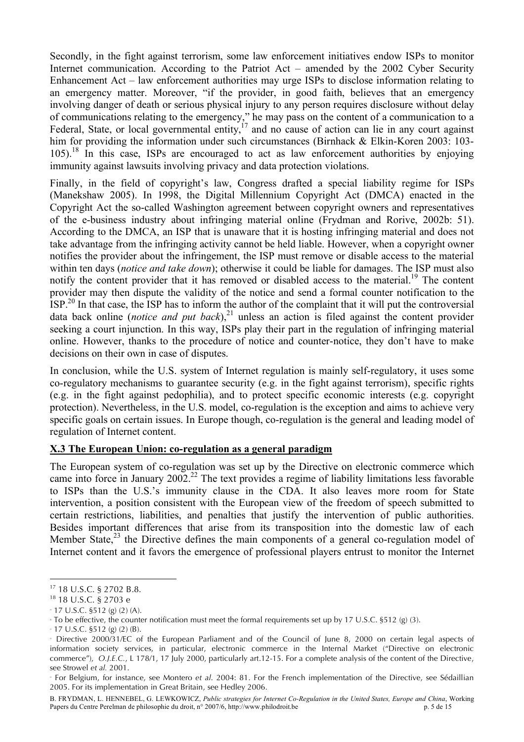Secondly, in the fight against terrorism, some law enforcement initiatives endow ISPs to monitor Internet communication. According to the Patriot Act – amended by the 2002 Cyber Security Enhancement Act – law enforcement authorities may urge ISPs to disclose information relating to an emergency matter. Moreover, "if the provider, in good faith, believes that an emergency involving danger of death or serious physical injury to any person requires disclosure without delay of communications relating to the emergency," he may pass on the content of a communication to a Federal, State, or local governmental entity,[17] and no cause of action can lie in any court against him for providing the information under such circumstances (Birnhack & Elkin-Koren 2003: 103-105).[18] In this case, ISPs are encouraged to act as law enforcement authorities by enjoying immunity against lawsuits involving privacy and data protection violations.

Finally, in the field of copyright's law, Congress drafted a special liability regime for ISPs (Manekshaw 2005). In 1998, the Digital Millennium Copyright Act (DMCA) enacted in the Copyright Act the so-called Washington agreement between copyright owners and representatives of the e-business industry about infringing material online (Frydman and Rorive, 2002b: 51). According to the DMCA, an ISP that is unaware that it is hosting infringing material and does not take advantage from the infringing activity cannot be held liable. However, when a copyright owner notifies the provider about the infringement, the ISP must remove or disable access to the material within ten days (*notice and take down*); otherwise it could be liable for damages. The ISP must also notify the content provider that it has removed or disabled access to the material.[19] The content provider may then dispute the validity of the notice and send a formal counter notification to the ISP.[20] In that case, the ISP has to inform the author of the complaint that it will put the controversial data back online (*notice and put back*),[21] unless an action is filed against the content provider seeking a court injunction. In this way, ISPs play their part in the regulation of infringing material online. However, thanks to the procedure of notice and counter-notice, they don't have to make decisions on their own in case of disputes.

In conclusion, while the U.S. system of Internet regulation is mainly self-regulatory, it uses some co-regulatory mechanisms to guarantee security (e.g. in the fight against terrorism), specific rights (e.g. in the fight against pedophilia), and to protect specific economic interests (e.g. copyright protection). Nevertheless, in the U.S. model, co-regulation is the exception and aims to achieve very specific goals on certain issues. In Europe though, co-regulation is the general and leading model of regulation of Internet content.

### X.3 The European Union: co-regulation as a general paradigm

The European system of co-regulation was set up by the Directive on electronic commerce which came into force in January 2002.[22] The text provides a regime of liability limitations less favorable to ISPs than the U.S.'s immunity clause in the CDA. It also leaves more room for State intervention, a position consistent with the European view of the freedom of speech submitted to certain restrictions, liabilities, and penalties that justify the intervention of public authorities. Besides important differences that arise from its transposition into the domestic law of each Member State,[23] the Directive defines the main components of a general co-regulation model of Internet content and it favors the emergence of professional players entrust to monitor the Internet

---

[17] 18 U.S.C. § 2702 B.8.

[18] 18 U.S.C. § 2703 e

[19] 17 U.S.C. §512 (g) (2) (A).

[20] To be effective, the counter notification must meet the formal requirements set up by 17 U.S.C. §512 (g) (3).

[21] 17 U.S.C. §512 (g) (2) (B).

[22] Directive 2000/31/EC of the European Parliament and of the Council of June 8, 2000 on certain legal aspects of information society services, in particular, electronic commerce in the Internal Market ("Directive on electronic commerce"), *O.J.E.C.*, L 178/1, 17 July 2000, particularly art.12-15. For a complete analysis of the content of the Directive, see Strowel *et al.* 2001.

[23] For Belgium, for instance, see Montero *et al.* 2004: 81. For the French implementation of the Directive, see Sédaillian 2005. For its implementation in Great Britain, see Hedley 2006.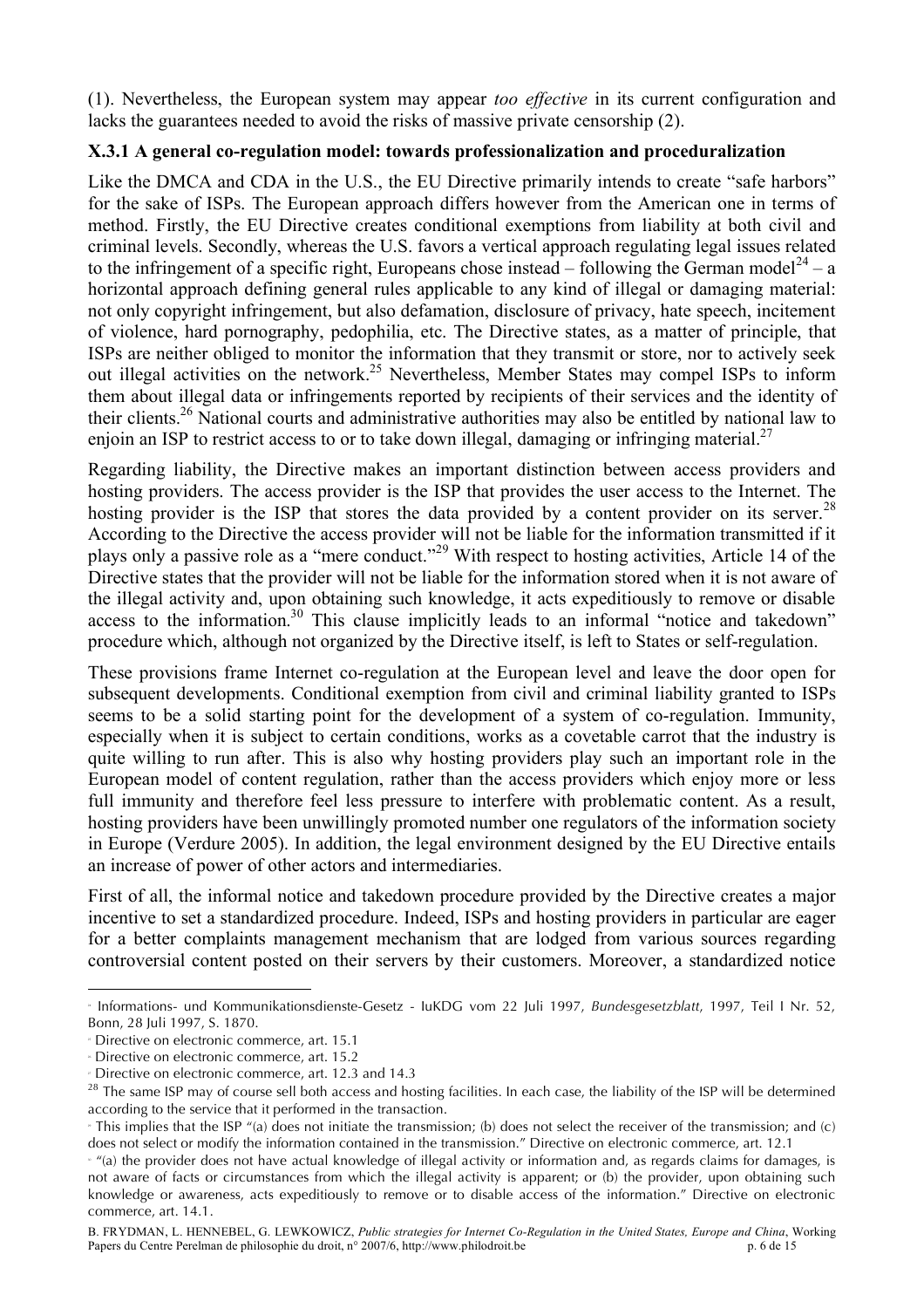(1). Nevertheless, the European system may appear *too effective* in its current configuration and lacks the guarantees needed to avoid the risks of massive private censorship (2).

### X.3.1 A general co-regulation model: towards professionalization and proceduralization

Like the DMCA and CDA in the U.S., the EU Directive primarily intends to create "safe harbors" for the sake of ISPs. The European approach differs however from the American one in terms of method. Firstly, the EU Directive creates conditional exemptions from liability at both civil and criminal levels. Secondly, whereas the U.S. favors a vertical approach regulating legal issues related to the infringement of a specific right, Europeans chose instead – following the German model[24] – a horizontal approach defining general rules applicable to any kind of illegal or damaging material: not only copyright infringement, but also defamation, disclosure of privacy, hate speech, incitement of violence, hard pornography, pedophilia, etc. The Directive states, as a matter of principle, that ISPs are neither obliged to monitor the information that they transmit or store, nor to actively seek out illegal activities on the network.[25] Nevertheless, Member States may compel ISPs to inform them about illegal data or infringements reported by recipients of their services and the identity of their clients.[26] National courts and administrative authorities may also be entitled by national law to enjoin an ISP to restrict access to or to take down illegal, damaging or infringing material.[27]

Regarding liability, the Directive makes an important distinction between access providers and hosting providers. The access provider is the ISP that provides the user access to the Internet. The hosting provider is the ISP that stores the data provided by a content provider on its server.[28] According to the Directive the access provider will not be liable for the information transmitted if it plays only a passive role as a "mere conduct."[29] With respect to hosting activities, Article 14 of the Directive states that the provider will not be liable for the information stored when it is not aware of the illegal activity and, upon obtaining such knowledge, it acts expeditiously to remove or disable access to the information.[30] This clause implicitly leads to an informal "notice and takedown" procedure which, although not organized by the Directive itself, is left to States or self-regulation.

These provisions frame Internet co-regulation at the European level and leave the door open for subsequent developments. Conditional exemption from civil and criminal liability granted to ISPs seems to be a solid starting point for the development of a system of co-regulation. Immunity, especially when it is subject to certain conditions, works as a covetable carrot that the industry is quite willing to run after. This is also why hosting providers play such an important role in the European model of content regulation, rather than the access providers which enjoy more or less full immunity and therefore feel less pressure to interfere with problematic content. As a result, hosting providers have been unwillingly promoted number one regulators of the information society in Europe (Verdure 2005). In addition, the legal environment designed by the EU Directive entails an increase of power of other actors and intermediaries.

First of all, the informal notice and takedown procedure provided by the Directive creates a major incentive to set a standardized procedure. Indeed, ISPs and hosting providers in particular are eager for a better complaints management mechanism that are lodged from various sources regarding controversial content posted on their servers by their customers. Moreover, a standardized notice

---

[24] Informations- und Kommunikationsdienste-Gesetz - IuKDG vom 22 Juli 1997, *Bundesgesetzblatt*, 1997, Teil I Nr. 52, Bonn, 28 Juli 1997, S. 1870.

[25] Directive on electronic commerce, art. 15.1

[26] Directive on electronic commerce, art. 15.2

[27] Directive on electronic commerce, art. 12.3 and 14.3

[28] The same ISP may of course sell both access and hosting facilities. In each case, the liability of the ISP will be determined according to the service that it performed in the transaction.

[29] This implies that the ISP "(a) does not initiate the transmission; (b) does not select the receiver of the transmission; and (c) does not select or modify the information contained in the transmission." Directive on electronic commerce, art. 12.1

[30] "(a) the provider does not have actual knowledge of illegal activity or information and, as regards claims for damages, is not aware of facts or circumstances from which the illegal activity is apparent; or (b) the provider, upon obtaining such knowledge or awareness, acts expeditiously to remove or to disable access of the information." Directive on electronic commerce, art. 14.1.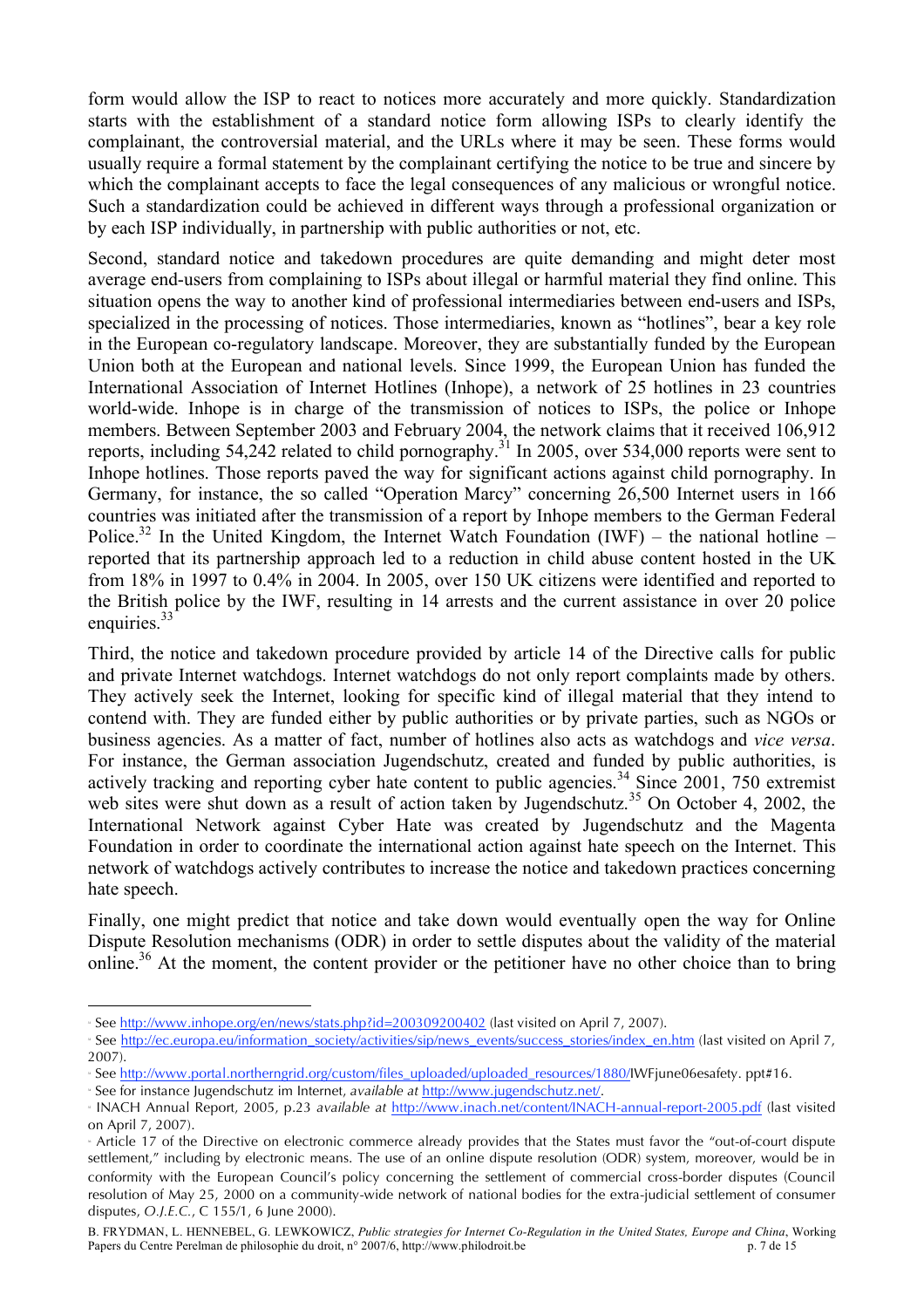form would allow the ISP to react to notices more accurately and more quickly. Standardization starts with the establishment of a standard notice form allowing ISPs to clearly identify the complainant, the controversial material, and the URLs where it may be seen. These forms would usually require a formal statement by the complainant certifying the notice to be true and sincere by which the complainant accepts to face the legal consequences of any malicious or wrongful notice. Such a standardization could be achieved in different ways through a professional organization or by each ISP individually, in partnership with public authorities or not, etc.

Second, standard notice and takedown procedures are quite demanding and might deter most average end-users from complaining to ISPs about illegal or harmful material they find online. This situation opens the way to another kind of professional intermediaries between end-users and ISPs, specialized in the processing of notices. Those intermediaries, known as "hotlines", bear a key role in the European co-regulatory landscape. Moreover, they are substantially funded by the European Union both at the European and national levels. Since 1999, the European Union has funded the International Association of Internet Hotlines (Inhope), a network of 25 hotlines in 23 countries world-wide. Inhope is in charge of the transmission of notices to ISPs, the police or Inhope members. Between September 2003 and February 2004, the network claims that it received 106,912 reports, including 54,242 related to child pornography.[31] In 2005, over 534,000 reports were sent to Inhope hotlines. Those reports paved the way for significant actions against child pornography. In Germany, for instance, the so called "Operation Marcy" concerning 26,500 Internet users in 166 countries was initiated after the transmission of a report by Inhope members to the German Federal Police.[32] In the United Kingdom, the Internet Watch Foundation (IWF) – the national hotline – reported that its partnership approach led to a reduction in child abuse content hosted in the UK from 18% in 1997 to 0.4% in 2004. In 2005, over 150 UK citizens were identified and reported to the British police by the IWF, resulting in 14 arrests and the current assistance in over 20 police enquiries.[33]

Third, the notice and takedown procedure provided by article 14 of the Directive calls for public and private Internet watchdogs. Internet watchdogs do not only report complaints made by others. They actively seek the Internet, looking for specific kind of illegal material that they intend to contend with. They are funded either by public authorities or by private parties, such as NGOs or business agencies. As a matter of fact, number of hotlines also acts as watchdogs and *vice versa*. For instance, the German association Jugendschutz, created and funded by public authorities, is actively tracking and reporting cyber hate content to public agencies.[34] Since 2001, 750 extremist web sites were shut down as a result of action taken by Jugendschutz.[35] On October 4, 2002, the International Network against Cyber Hate was created by Jugendschutz and the Magenta Foundation in order to coordinate the international action against hate speech on the Internet. This network of watchdogs actively contributes to increase the notice and takedown practices concerning hate speech.

Finally, one might predict that notice and take down would eventually open the way for Online Dispute Resolution mechanisms (ODR) in order to settle disputes about the validity of the material online.[36] At the moment, the content provider or the petitioner have no other choice than to bring

---

[31] See http://www.inhope.org/en/news/stats.php?id=200309200402 (last visited on April 7, 2007).

[32] See http://ec.europa.eu/information_society/activities/sip/news_events/success_stories/index_en.htm (last visited on April 7, 2007).

[33] See http://www.portal.northerngrid.org/custom/files_uploaded/uploaded_resources/1880/IWFjune06esafety. ppt#16.

[34] See for instance Jugendschutz im Internet, *available at* http://www.jugendschutz.net/.

[35] INACH Annual Report, 2005, p.23 *available at* http://www.inach.net/content/INACH-annual-report-2005.pdf (last visited on April 7, 2007).

[36] Article 17 of the Directive on electronic commerce already provides that the States must favor the "out-of-court dispute settlement," including by electronic means. The use of an online dispute resolution (ODR) system, moreover, would be in conformity with the European Council's policy concerning the settlement of commercial cross-border disputes (Council resolution of May 25, 2000 on a community-wide network of national bodies for the extra-judicial settlement of consumer disputes, *O.J.E.C.*, C 155/1, 6 June 2000).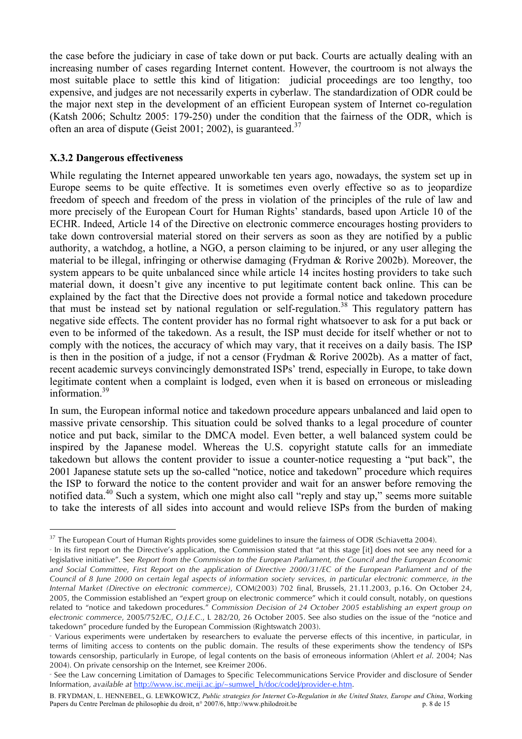the case before the judiciary in case of take down or put back. Courts are actually dealing with an increasing number of cases regarding Internet content. However, the courtroom is not always the most suitable place to settle this kind of litigation: judicial proceedings are too lengthy, too expensive, and judges are not necessarily experts in cyberlaw. The standardization of ODR could be the major next step in the development of an efficient European system of Internet co-regulation (Katsh 2006; Schultz 2005: 179-250) under the condition that the fairness of the ODR, which is often an area of dispute (Geist 2001; 2002), is guaranteed.[37]

### X.3.2 Dangerous effectiveness

While regulating the Internet appeared unworkable ten years ago, nowadays, the system set up in Europe seems to be quite effective. It is sometimes even overly effective so as to jeopardize freedom of speech and freedom of the press in violation of the principles of the rule of law and more precisely of the European Court for Human Rights' standards, based upon Article 10 of the ECHR. Indeed, Article 14 of the Directive on electronic commerce encourages hosting providers to take down controversial material stored on their servers as soon as they are notified by a public authority, a watchdog, a hotline, a NGO, a person claiming to be injured, or any user alleging the material to be illegal, infringing or otherwise damaging (Frydman & Rorive 2002b). Moreover, the system appears to be quite unbalanced since while article 14 incites hosting providers to take such material down, it doesn't give any incentive to put legitimate content back online. This can be explained by the fact that the Directive does not provide a formal notice and takedown procedure that must be instead set by national regulation or self-regulation.[38] This regulatory pattern has negative side effects. The content provider has no formal right whatsoever to ask for a put back or even to be informed of the takedown. As a result, the ISP must decide for itself whether or not to comply with the notices, the accuracy of which may vary, that it receives on a daily basis. The ISP is then in the position of a judge, if not a censor (Frydman & Rorive 2002b). As a matter of fact, recent academic surveys convincingly demonstrated ISPs' trend, especially in Europe, to take down legitimate content when a complaint is lodged, even when it is based on erroneous or misleading information.[39]

In sum, the European informal notice and takedown procedure appears unbalanced and laid open to massive private censorship. This situation could be solved thanks to a legal procedure of counter notice and put back, similar to the DMCA model. Even better, a well balanced system could be inspired by the Japanese model. Whereas the U.S. copyright statute calls for an immediate takedown but allows the content provider to issue a counter-notice requesting a "put back", the 2001 Japanese statute sets up the so-called "notice, notice and takedown" procedure which requires the ISP to forward the notice to the content provider and wait for an answer before removing the notified data.[40] Such a system, which one might also call "reply and stay up," seems more suitable to take the interests of all sides into account and would relieve ISPs from the burden of making

---

[37] The European Court of Human Rights provides some guidelines to insure the fairness of ODR (Schiavetta 2004).

[38] In its first report on the Directive's application, the Commission stated that "at this stage [it] does not see any need for a legislative initiative". See *Report from the Commission to the European Parliament, the Council and the European Economic and Social Committee, First Report on the application of Directive 2000/31/EC of the European Parliament and of the Council of 8 June 2000 on certain legal aspects of information society services, in particular electronic commerce, in the Internal Market (Directive on electronic commerce)*, COM(2003) 702 final, Brussels, 21.11.2003, p.16. On October 24, 2005, the Commission established an "expert group on electronic commerce" which it could consult, notably, on questions related to "notice and takedown procedures." *Commission Decision of 24 October 2005 establishing an expert group on electronic commerce*, 2005/752/EC, *O.J.E.C.*, L 282/20, 26 October 2005. See also studies on the issue of the "notice and takedown" procedure funded by the European Commission (Rightswatch 2003).

[39] Various experiments were undertaken by researchers to evaluate the perverse effects of this incentive, in particular, in terms of limiting access to contents on the public domain. The results of these experiments show the tendency of ISPs towards censorship, particularly in Europe, of legal contents on the basis of erroneous information (Ahlert *et al*. 2004; Nas 2004). On private censorship on the Internet, see Kreimer 2006.

[40] See the Law concerning Limitation of Damages to Specific Telecommunications Service Provider and disclosure of Sender Information, *available at* http://www.isc.meiji.ac.jp/~sumwel_h/doc/codeJ/provider-e.htm.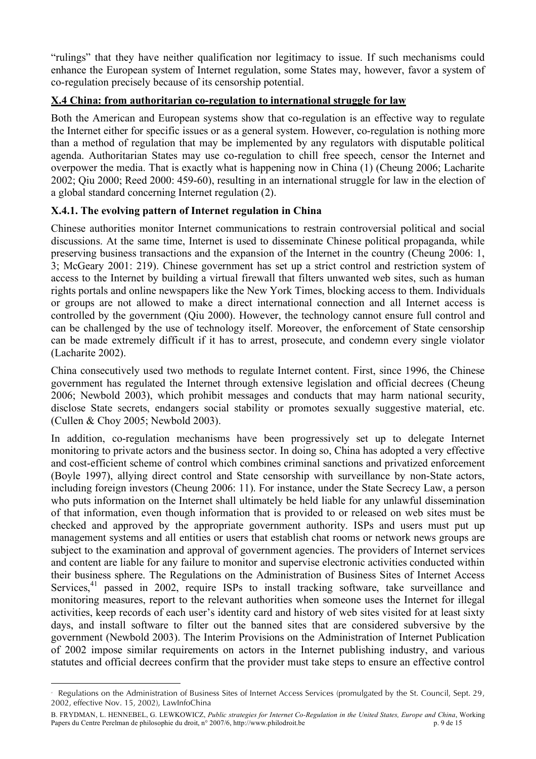"rulings" that they have neither qualification nor legitimacy to issue. If such mechanisms could enhance the European system of Internet regulation, some States may, however, favor a system of co-regulation precisely because of its censorship potential.

## X.4 China: from authoritarian co-regulation to international struggle for law

Both the American and European systems show that co-regulation is an effective way to regulate the Internet either for specific issues or as a general system. However, co-regulation is nothing more than a method of regulation that may be implemented by any regulators with disputable political agenda. Authoritarian States may use co-regulation to chill free speech, censor the Internet and overpower the media. That is exactly what is happening now in China (1) (Cheung 2006; Lacharite 2002; Qiu 2000; Reed 2000: 459-60), resulting in an international struggle for law in the election of a global standard concerning Internet regulation (2).

### X.4.1. The evolving pattern of Internet regulation in China

Chinese authorities monitor Internet communications to restrain controversial political and social discussions. At the same time, Internet is used to disseminate Chinese political propaganda, while preserving business transactions and the expansion of the Internet in the country (Cheung 2006: 1, 3; McGeary 2001: 219). Chinese government has set up a strict control and restriction system of access to the Internet by building a virtual firewall that filters unwanted web sites, such as human rights portals and online newspapers like the New York Times, blocking access to them. Individuals or groups are not allowed to make a direct international connection and all Internet access is controlled by the government (Qiu 2000). However, the technology cannot ensure full control and can be challenged by the use of technology itself. Moreover, the enforcement of State censorship can be made extremely difficult if it has to arrest, prosecute, and condemn every single violator (Lacharite 2002).

China consecutively used two methods to regulate Internet content. First, since 1996, the Chinese government has regulated the Internet through extensive legislation and official decrees (Cheung 2006; Newbold 2003), which prohibit messages and conducts that may harm national security, disclose State secrets, endangers social stability or promotes sexually suggestive material, etc. (Cullen & Choy 2005; Newbold 2003).

In addition, co-regulation mechanisms have been progressively set up to delegate Internet monitoring to private actors and the business sector. In doing so, China has adopted a very effective and cost-efficient scheme of control which combines criminal sanctions and privatized enforcement (Boyle 1997), allying direct control and State censorship with surveillance by non-State actors, including foreign investors (Cheung 2006: 11). For instance, under the State Secrecy Law, a person who puts information on the Internet shall ultimately be held liable for any unlawful dissemination of that information, even though information that is provided to or released on web sites must be checked and approved by the appropriate government authority. ISPs and users must put up management systems and all entities or users that establish chat rooms or network news groups are subject to the examination and approval of government agencies. The providers of Internet services and content are liable for any failure to monitor and supervise electronic activities conducted within their business sphere. The Regulations on the Administration of Business Sites of Internet Access Services,[41] passed in 2002, require ISPs to install tracking software, take surveillance and monitoring measures, report to the relevant authorities when someone uses the Internet for illegal activities, keep records of each user's identity card and history of web sites visited for at least sixty days, and install software to filter out the banned sites that are considered subversive by the government (Newbold 2003). The Interim Provisions on the Administration of Internet Publication of 2002 impose similar requirements on actors in the Internet publishing industry, and various statutes and official decrees confirm that the provider must take steps to ensure an effective control

---

[41] Regulations on the Administration of Business Sites of Internet Access Services (promulgated by the St. Council, Sept. 29, 2002, effective Nov. 15, 2002), LawInfoChina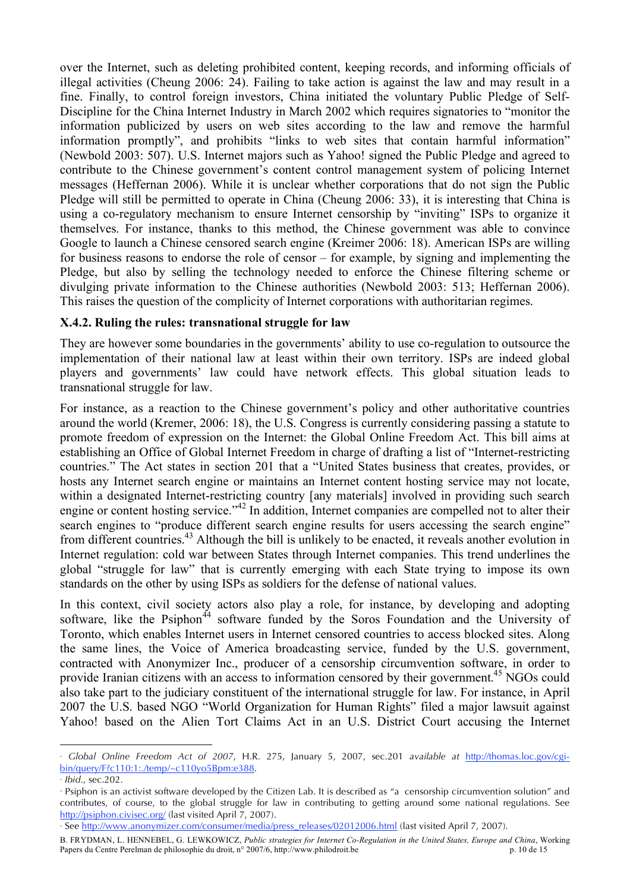over the Internet, such as deleting prohibited content, keeping records, and informing officials of illegal activities (Cheung 2006: 24). Failing to take action is against the law and may result in a fine. Finally, to control foreign investors, China initiated the voluntary Public Pledge of Self-Discipline for the China Internet Industry in March 2002 which requires signatories to "monitor the information publicized by users on web sites according to the law and remove the harmful information promptly", and prohibits "links to web sites that contain harmful information" (Newbold 2003: 507). U.S. Internet majors such as Yahoo! signed the Public Pledge and agreed to contribute to the Chinese government's content control management system of policing Internet messages (Heffernan 2006). While it is unclear whether corporations that do not sign the Public Pledge will still be permitted to operate in China (Cheung 2006: 33), it is interesting that China is using a co-regulatory mechanism to ensure Internet censorship by "inviting" ISPs to organize it themselves. For instance, thanks to this method, the Chinese government was able to convince Google to launch a Chinese censored search engine (Kreimer 2006: 18). American ISPs are willing for business reasons to endorse the role of censor – for example, by signing and implementing the Pledge, but also by selling the technology needed to enforce the Chinese filtering scheme or divulging private information to the Chinese authorities (Newbold 2003: 513; Heffernan 2006). This raises the question of the complicity of Internet corporations with authoritarian regimes.

### X.4.2. Ruling the rules: transnational struggle for law

They are however some boundaries in the governments' ability to use co-regulation to outsource the implementation of their national law at least within their own territory. ISPs are indeed global players and governments' law could have network effects. This global situation leads to transnational struggle for law.

For instance, as a reaction to the Chinese government's policy and other authoritative countries around the world (Kremer, 2006: 18), the U.S. Congress is currently considering passing a statute to promote freedom of expression on the Internet: the Global Online Freedom Act. This bill aims at establishing an Office of Global Internet Freedom in charge of drafting a list of "Internet-restricting countries." The Act states in section 201 that a "United States business that creates, provides, or hosts any Internet search engine or maintains an Internet content hosting service may not locate, within a designated Internet-restricting country [any materials] involved in providing such search engine or content hosting service."[42] In addition, Internet companies are compelled not to alter their search engines to "produce different search engine results for users accessing the search engine" from different countries.[43] Although the bill is unlikely to be enacted, it reveals another evolution in Internet regulation: cold war between States through Internet companies. This trend underlines the global "struggle for law" that is currently emerging with each State trying to impose its own standards on the other by using ISPs as soldiers for the defense of national values.

In this context, civil society actors also play a role, for instance, by developing and adopting software, like the Psiphon[44] software funded by the Soros Foundation and the University of Toronto, which enables Internet users in Internet censored countries to access blocked sites. Along the same lines, the Voice of America broadcasting service, funded by the U.S. government, contracted with Anonymizer Inc., producer of a censorship circumvention software, in order to provide Iranian citizens with an access to information censored by their government.[45] NGOs could also take part to the judiciary constituent of the international struggle for law. For instance, in April 2007 the U.S. based NGO "World Organization for Human Rights" filed a major lawsuit against Yahoo! based on the Alien Tort Claims Act in an U.S. District Court accusing the Internet

---

[42] *Global Online Freedom Act of 2007*, H.R. 275, January 5, 2007, sec.201 *available at* http://thomas.loc.gov/cgi-bin/query/F?c110:1:./temp/~c110yo5Bpm:e388.

[43] *Ibid.*, sec.202.

[44] Psiphon is an activist software developed by the Citizen Lab. It is described as "a censorship circumvention solution" and contributes, of course, to the global struggle for law in contributing to getting around some national regulations. See http://psiphon.civisec.org/ (last visited April 7, 2007).

[45] See http://www.anonymizer.com/consumer/media/press_releases/02012006.html (last visited April 7, 2007).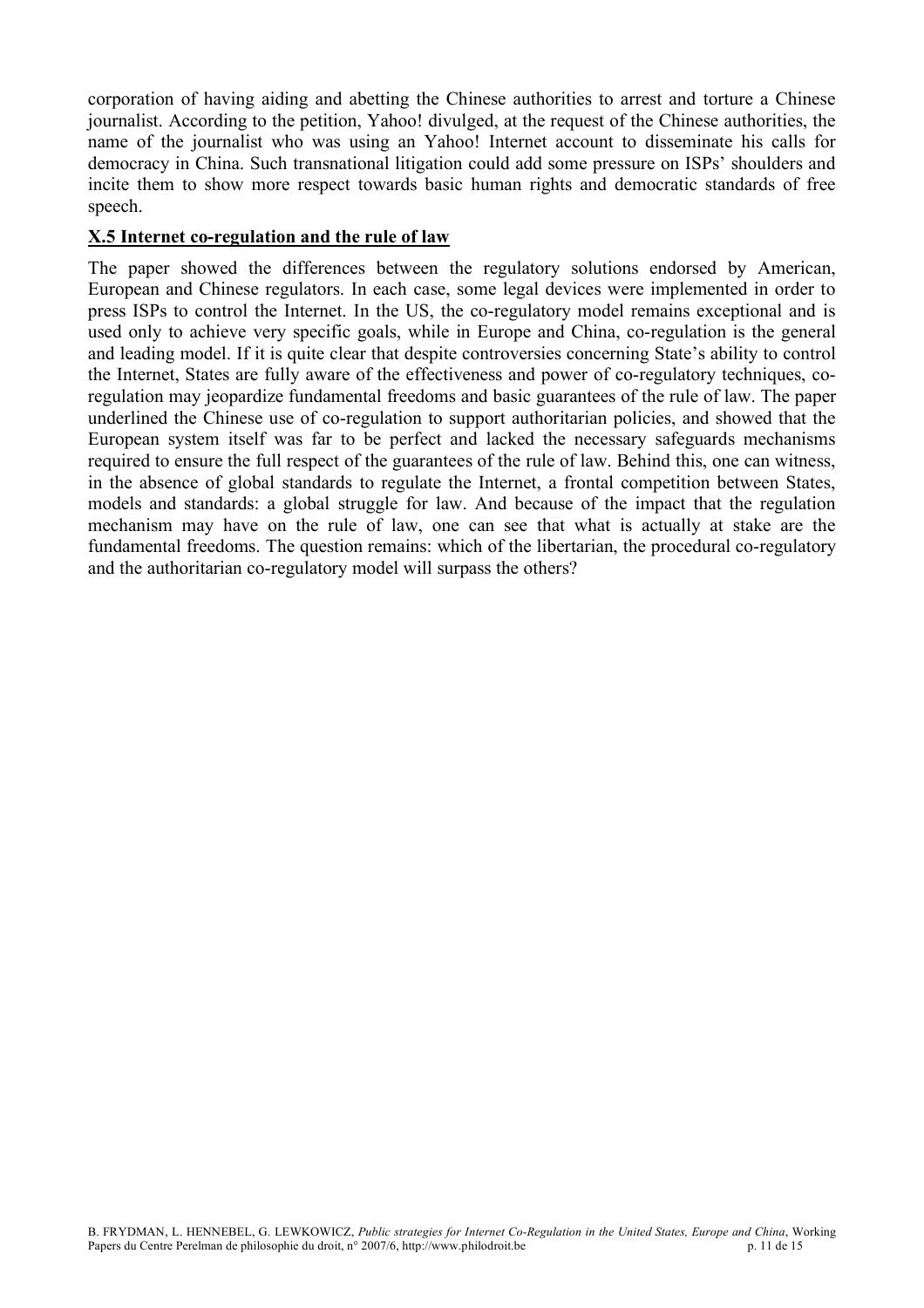corporation of having aiding and abetting the Chinese authorities to arrest and torture a Chinese journalist. According to the petition, Yahoo! divulged, at the request of the Chinese authorities, the name of the journalist who was using an Yahoo! Internet account to disseminate his calls for democracy in China. Such transnational litigation could add some pressure on ISPs' shoulders and incite them to show more respect towards basic human rights and democratic standards of free speech.

### X.5 Internet co-regulation and the rule of law

The paper showed the differences between the regulatory solutions endorsed by American, European and Chinese regulators. In each case, some legal devices were implemented in order to press ISPs to control the Internet. In the US, the co-regulatory model remains exceptional and is used only to achieve very specific goals, while in Europe and China, co-regulation is the general and leading model. If it is quite clear that despite controversies concerning State's ability to control the Internet, States are fully aware of the effectiveness and power of co-regulatory techniques, co-regulation may jeopardize fundamental freedoms and basic guarantees of the rule of law. The paper underlined the Chinese use of co-regulation to support authoritarian policies, and showed that the European system itself was far to be perfect and lacked the necessary safeguards mechanisms required to ensure the full respect of the guarantees of the rule of law. Behind this, one can witness, in the absence of global standards to regulate the Internet, a frontal competition between States, models and standards: a global struggle for law. And because of the impact that the regulation mechanism may have on the rule of law, one can see that what is actually at stake are the fundamental freedoms. The question remains: which of the libertarian, the procedural co-regulatory and the authoritarian co-regulatory model will surpass the others?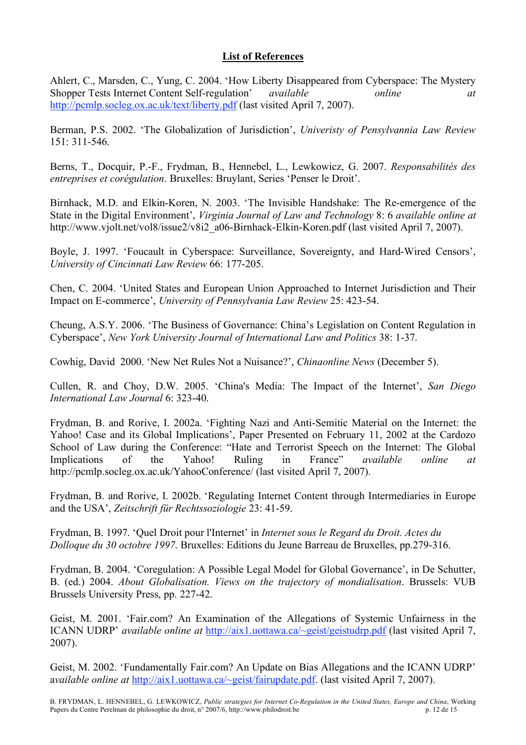## List of References

Ahlert, C., Marsden, C., Yung, C. 2004. 'How Liberty Disappeared from Cyberspace: The Mystery Shopper Tests Internet Content Self-regulation' *available online at* http://pcmlp.socleg.ox.ac.uk/text/liberty.pdf (last visited April 7, 2007).

Berman, P.S. 2002. 'The Globalization of Jurisdiction', *Univeristy of Pensylvannia Law Review* 151: 311-546.

Berns, T., Docquir, P.-F., Frydman, B., Hennebel, L., Lewkowicz, G. 2007. *Responsabilités des entreprises et corégulation*. Bruxelles: Bruylant, Series 'Penser le Droit'.

Birnhack, M.D. and Elkin-Koren, N. 2003. 'The Invisible Handshake: The Re-emergence of the State in the Digital Environment', *Virginia Journal of Law and Technology* 8: 6 *available online at* http://www.vjolt.net/vol8/issue2/v8i2_a06-Birnhack-Elkin-Koren.pdf (last visited April 7, 2007).

Boyle, J. 1997. 'Foucault in Cyberspace: Surveillance, Sovereignty, and Hard-Wired Censors', *University of Cincinnati Law Review* 66: 177-205.

Chen, C. 2004. 'United States and European Union Approached to Internet Jurisdiction and Their Impact on E-commerce', *University of Pennsylvania Law Review* 25: 423-54.

Cheung, A.S.Y. 2006. 'The Business of Governance: China's Legislation on Content Regulation in Cyberspace', *New York University Journal of International Law and Politics* 38: 1-37.

Cowhig, David 2000. 'New Net Rules Not a Nuisance?', *Chinaonline News* (December 5).

Cullen, R. and Choy, D.W. 2005. 'China's Media: The Impact of the Internet', *San Diego International Law Journal* 6: 323-40.

Frydman, B. and Rorive, I. 2002a. 'Fighting Nazi and Anti-Semitic Material on the Internet: the Yahoo! Case and its Global Implications', Paper Presented on February 11, 2002 at the Cardozo School of Law during the Conference: "Hate and Terrorist Speech on the Internet: The Global Implications of the Yahoo! Ruling in France" *available online at* http://pcmlp.socleg.ox.ac.uk/YahooConference/ (last visited April 7, 2007).

Frydman, B. and Rorive, I. 2002b. 'Regulating Internet Content through Intermediaries in Europe and the USA', *Zeitschrift für Rechtssoziologie* 23: 41-59.

Frydman, B. 1997. 'Quel Droit pour l'Internet' in *Internet sous le Regard du Droit. Actes du Dolloque du 30 octobre 1997*. Bruxelles: Editions du Jeune Barreau de Bruxelles, pp.279-316.

Frydman, B. 2004. 'Coregulation: A Possible Legal Model for Global Governance', in De Schutter, B. (ed.) 2004. *About Globalisation. Views on the trajectory of mondialisation*. Brussels: VUB Brussels University Press, pp. 227-42.

Geist, M. 2001. 'Fair.com? An Examination of the Allegations of Systemic Unfairness in the ICANN UDRP' *available online at* http://aix1.uottawa.ca/~geist/geistudrp.pdf (last visited April 7, 2007).

Geist, M. 2002. 'Fundamentally Fair.com? An Update on Bias Allegations and the ICANN UDRP' *available online at* http://aix1.uottawa.ca/~geist/fairupdate.pdf. (last visited April 7, 2007).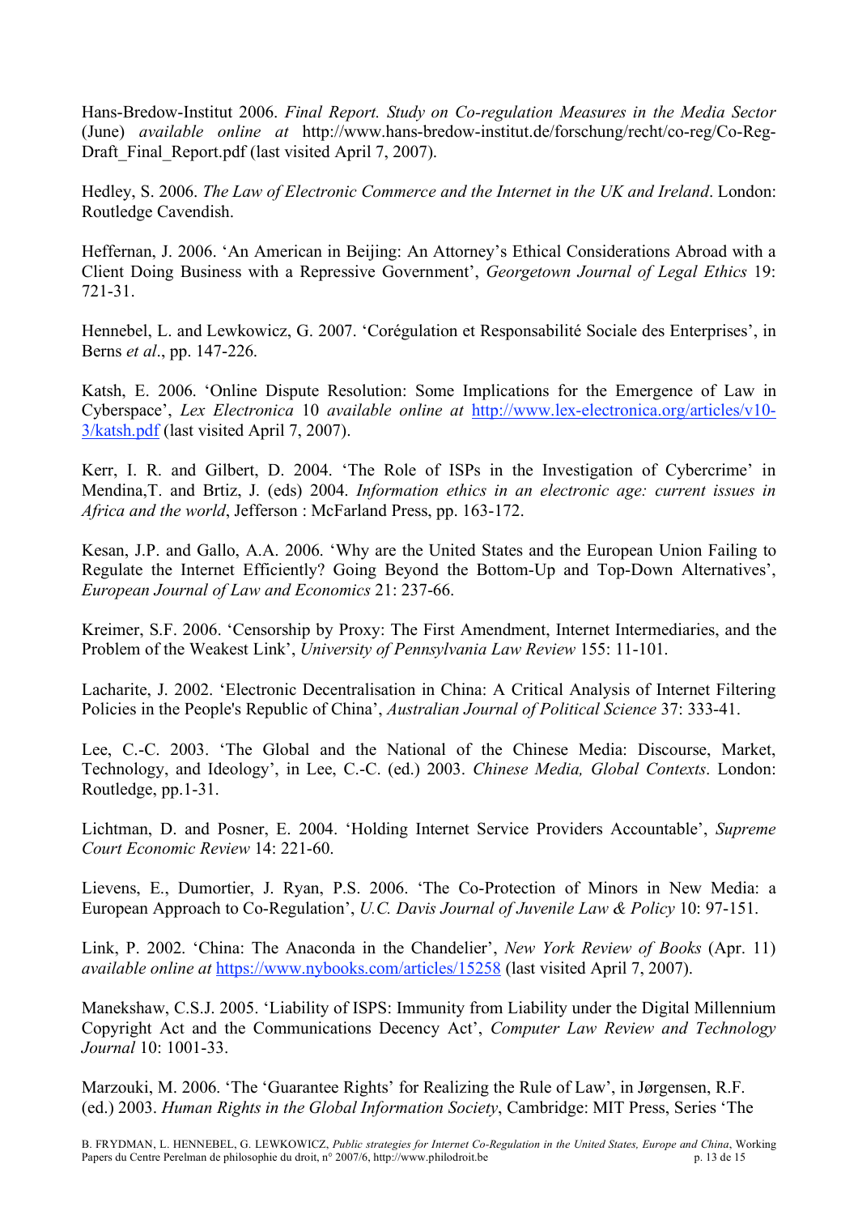Hans-Bredow-Institut 2006. *Final Report. Study on Co-regulation Measures in the Media Sector* (June) *available online at* http://www.hans-bredow-institut.de/forschung/recht/co-reg/Co-Reg-Draft_Final_Report.pdf (last visited April 7, 2007).

Hedley, S. 2006. *The Law of Electronic Commerce and the Internet in the UK and Ireland*. London: Routledge Cavendish.

Heffernan, J. 2006. 'An American in Beijing: An Attorney's Ethical Considerations Abroad with a Client Doing Business with a Repressive Government', *Georgetown Journal of Legal Ethics* 19: 721-31.

Hennebel, L. and Lewkowicz, G. 2007. 'Corégulation et Responsabilité Sociale des Enterprises', in Berns *et al*., pp. 147-226.

Katsh, E. 2006. 'Online Dispute Resolution: Some Implications for the Emergence of Law in Cyberspace', *Lex Electronica* 10 *available online at* http://www.lex-electronica.org/articles/v10-3/katsh.pdf (last visited April 7, 2007).

Kerr, I. R. and Gilbert, D. 2004. 'The Role of ISPs in the Investigation of Cybercrime' in Mendina,T. and Brtiz, J. (eds) 2004. *Information ethics in an electronic age: current issues in Africa and the world*, Jefferson : McFarland Press, pp. 163-172.

Kesan, J.P. and Gallo, A.A. 2006. 'Why are the United States and the European Union Failing to Regulate the Internet Efficiently? Going Beyond the Bottom-Up and Top-Down Alternatives', *European Journal of Law and Economics* 21: 237-66.

Kreimer, S.F. 2006. 'Censorship by Proxy: The First Amendment, Internet Intermediaries, and the Problem of the Weakest Link', *University of Pennsylvania Law Review* 155: 11-101.

Lacharite, J. 2002. 'Electronic Decentralisation in China: A Critical Analysis of Internet Filtering Policies in the People's Republic of China', *Australian Journal of Political Science* 37: 333-41.

Lee, C.-C. 2003. 'The Global and the National of the Chinese Media: Discourse, Market, Technology, and Ideology', in Lee, C.-C. (ed.) 2003. *Chinese Media, Global Contexts*. London: Routledge, pp.1-31.

Lichtman, D. and Posner, E. 2004. 'Holding Internet Service Providers Accountable', *Supreme Court Economic Review* 14: 221-60.

Lievens, E., Dumortier, J. Ryan, P.S. 2006. 'The Co-Protection of Minors in New Media: a European Approach to Co-Regulation', *U.C. Davis Journal of Juvenile Law & Policy* 10: 97-151.

Link, P. 2002. 'China: The Anaconda in the Chandelier', *New York Review of Books* (Apr. 11) *available online at* https://www.nybooks.com/articles/15258 (last visited April 7, 2007).

Manekshaw, C.S.J. 2005. 'Liability of ISPS: Immunity from Liability under the Digital Millennium Copyright Act and the Communications Decency Act', *Computer Law Review and Technology Journal* 10: 1001-33.

Marzouki, M. 2006. 'The 'Guarantee Rights' for Realizing the Rule of Law', in Jørgensen, R.F. (ed.) 2003. *Human Rights in the Global Information Society*, Cambridge: MIT Press, Series 'The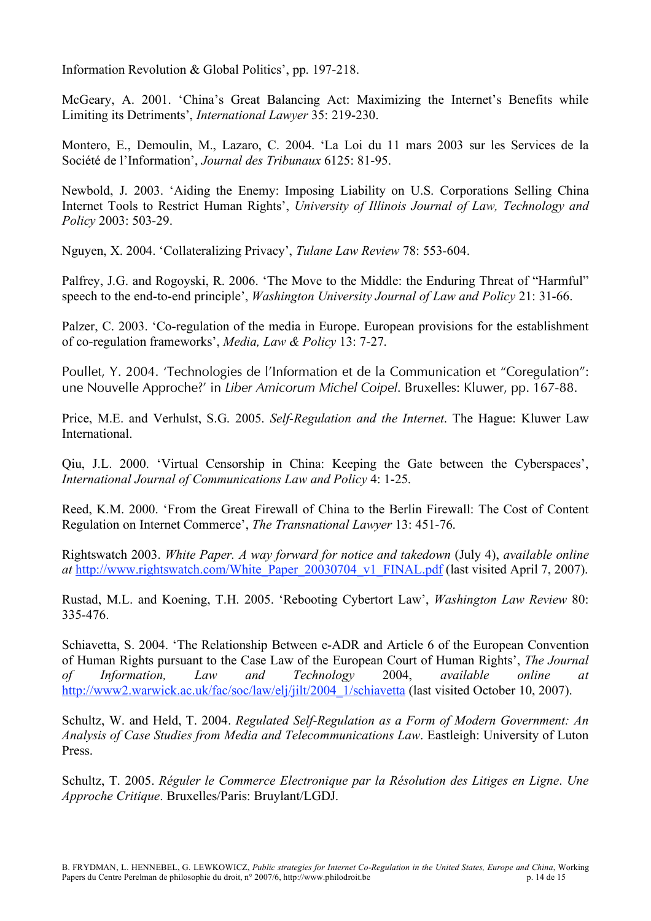Information Revolution & Global Politics', pp. 197-218.

McGeary, A. 2001. 'China's Great Balancing Act: Maximizing the Internet's Benefits while Limiting its Detriments', *International Lawyer* 35: 219-230.

Montero, E., Demoulin, M., Lazaro, C. 2004. 'La Loi du 11 mars 2003 sur les Services de la Société de l'Information', *Journal des Tribunaux* 6125: 81-95.

Newbold, J. 2003. 'Aiding the Enemy: Imposing Liability on U.S. Corporations Selling China Internet Tools to Restrict Human Rights', *University of Illinois Journal of Law, Technology and Policy* 2003: 503-29.

Nguyen, X. 2004. 'Collateralizing Privacy', *Tulane Law Review* 78: 553-604.

Palfrey, J.G. and Rogoyski, R. 2006. 'The Move to the Middle: the Enduring Threat of "Harmful" speech to the end-to-end principle', *Washington University Journal of Law and Policy* 21: 31-66.

Palzer, C. 2003. 'Co-regulation of the media in Europe. European provisions for the establishment of co-regulation frameworks', *Media, Law & Policy* 13: 7-27.

Poullet, Y. 2004. 'Technologies de l'Information et de la Communication et "Coregulation": une Nouvelle Approche?' in *Liber Amicorum Michel Coipel*. Bruxelles: Kluwer, pp. 167-88.

Price, M.E. and Verhulst, S.G. 2005. *Self-Regulation and the Internet*. The Hague: Kluwer Law International.

Qiu, J.L. 2000. 'Virtual Censorship in China: Keeping the Gate between the Cyberspaces', *International Journal of Communications Law and Policy* 4: 1-25.

Reed, K.M. 2000. 'From the Great Firewall of China to the Berlin Firewall: The Cost of Content Regulation on Internet Commerce', *The Transnational Lawyer* 13: 451-76.

Rightswatch 2003. *White Paper. A way forward for notice and takedown* (July 4), *available online at* http://www.rightswatch.com/White_Paper_20030704_v1_FINAL.pdf (last visited April 7, 2007).

Rustad, M.L. and Koening, T.H. 2005. 'Rebooting Cybertort Law', *Washington Law Review* 80: 335-476.

Schiavetta, S. 2004. 'The Relationship Between e-ADR and Article 6 of the European Convention of Human Rights pursuant to the Case Law of the European Court of Human Rights', *The Journal of Information, Law and Technology* 2004, *available online at* http://www2.warwick.ac.uk/fac/soc/law/elj/jilt/2004_1/schiavetta (last visited October 10, 2007).

Schultz, W. and Held, T. 2004. *Regulated Self-Regulation as a Form of Modern Government: An Analysis of Case Studies from Media and Telecommunications Law*. Eastleigh: University of Luton Press.

Schultz, T. 2005. *Réguler le Commerce Electronique par la Résolution des Litiges en Ligne. Une Approche Critique*. Bruxelles/Paris: Bruylant/LGDJ.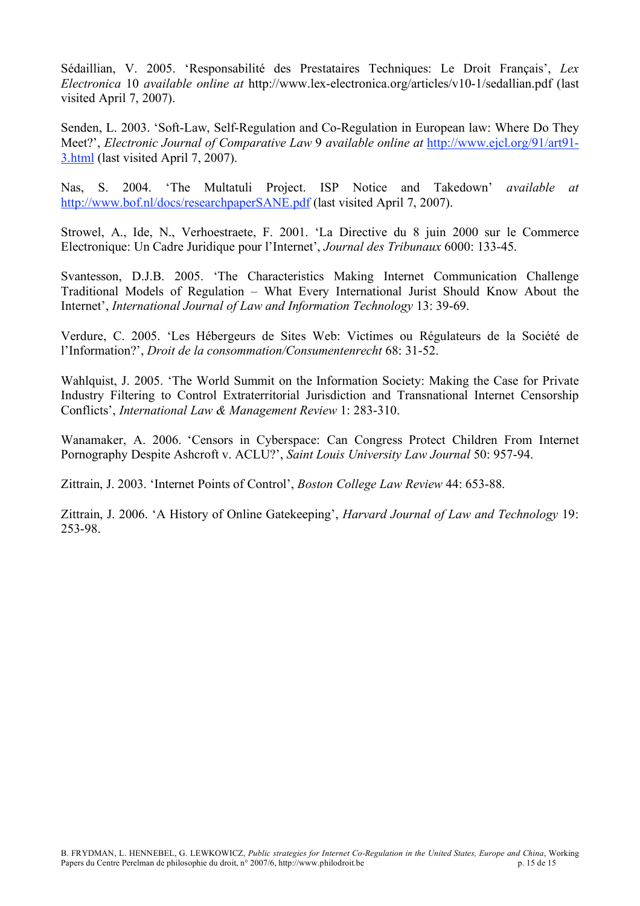Sédaillian, V. 2005. 'Responsabilité des Prestataires Techniques: Le Droit Français', *Lex Electronica* 10 *available online at* http://www.lex-electronica.org/articles/v10-1/sedallian.pdf (last visited April 7, 2007).

Senden, L. 2003. 'Soft-Law, Self-Regulation and Co-Regulation in European law: Where Do They Meet?', *Electronic Journal of Comparative Law* 9 *available online at* http://www.ejcl.org/91/art91-3.html (last visited April 7, 2007).

Nas, S. 2004. 'The Multatuli Project. ISP Notice and Takedown' *available at* http://www.bof.nl/docs/researchpaperSANE.pdf (last visited April 7, 2007).

Strowel, A., Ide, N., Verhoestraete, F. 2001. 'La Directive du 8 juin 2000 sur le Commerce Electronique: Un Cadre Juridique pour l'Internet', *Journal des Tribunaux* 6000: 133-45.

Svantesson, D.J.B. 2005. 'The Characteristics Making Internet Communication Challenge Traditional Models of Regulation – What Every International Jurist Should Know About the Internet', *International Journal of Law and Information Technology* 13: 39-69.

Verdure, C. 2005. 'Les Hébergeurs de Sites Web: Victimes ou Régulateurs de la Société de l'Information?', *Droit de la consommation/Consumentenrecht* 68: 31-52.

Wahlquist, J. 2005. 'The World Summit on the Information Society: Making the Case for Private Industry Filtering to Control Extraterritorial Jurisdiction and Transnational Internet Censorship Conflicts', *International Law & Management Review* 1: 283-310.

Wanamaker, A. 2006. 'Censors in Cyberspace: Can Congress Protect Children From Internet Pornography Despite Ashcroft v. ACLU?', *Saint Louis University Law Journal* 50: 957-94.

Zittrain, J. 2003. 'Internet Points of Control', *Boston College Law Review* 44: 653-88.

Zittrain, J. 2006. 'A History of Online Gatekeeping', *Harvard Journal of Law and Technology* 19: 253-98.